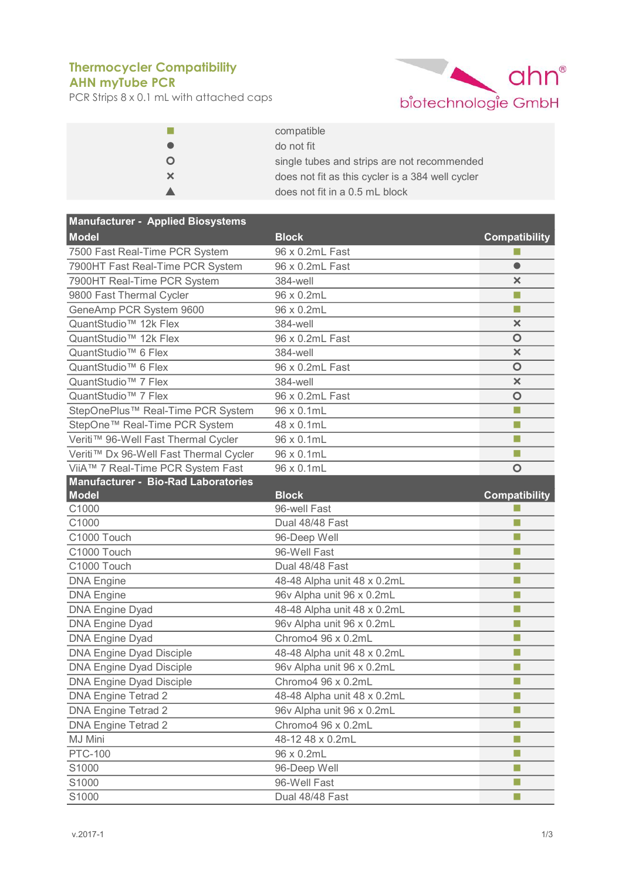# Thermocycler Compatibility

## AHN myTube PCR

PCR Strips 8 x 0.1 mL with attached caps

ahn® biotechnologie GmbH

| Symbol | Meaning |
|---|---|
| ■ | compatible |
| ● | do not fit |
| ○ | single tubes and strips are not recommended |
| × | does not fit as this cycler is a 384 well cycler |
| ▲ | does not fit in a 0.5 mL block |

| **Manufacturer - Applied Biosystems** | | |
|---|---|---|
| **Model** | **Block** | **Compatibility** |
| 7500 Fast Real-Time PCR System | 96 x 0.2mL Fast | ■ |
| 7900HT Fast Real-Time PCR System | 96 x 0.2mL Fast | ● |
| 7900HT Real-Time PCR System | 384-well | × |
| 9800 Fast Thermal Cycler | 96 x 0.2mL | ■ |
| GeneAmp PCR System 9600 | 96 x 0.2mL | ■ |
| QuantStudio™ 12k Flex | 384-well | × |
| QuantStudio™ 12k Flex | 96 x 0.2mL Fast | ○ |
| QuantStudio™ 6 Flex | 384-well | × |
| QuantStudio™ 6 Flex | 96 x 0.2mL Fast | ○ |
| QuantStudio™ 7 Flex | 384-well | × |
| QuantStudio™ 7 Flex | 96 x 0.2mL Fast | ○ |
| StepOnePlus™ Real-Time PCR System | 96 x 0.1mL | ■ |
| StepOne™ Real-Time PCR System | 48 x 0.1mL | ■ |
| Veriti™ 96-Well Fast Thermal Cycler | 96 x 0.1mL | ■ |
| Veriti™ Dx 96-Well Fast Thermal Cycler | 96 x 0.1mL | ■ |
| ViiA™ 7 Real-Time PCR System Fast | 96 x 0.1mL | ○ |

| **Manufacturer - Bio-Rad Laboratories** | | |
|---|---|---|
| **Model** | **Block** | **Compatibility** |
| C1000 | 96-well Fast | ■ |
| C1000 | Dual 48/48 Fast | ■ |
| C1000 Touch | 96-Deep Well | ■ |
| C1000 Touch | 96-Well Fast | ■ |
| C1000 Touch | Dual 48/48 Fast | ■ |
| DNA Engine | 48-48 Alpha unit 48 x 0.2mL | ■ |
| DNA Engine | 96v Alpha unit 96 x 0.2mL | ■ |
| DNA Engine Dyad | 48-48 Alpha unit 48 x 0.2mL | ■ |
| DNA Engine Dyad | 96v Alpha unit 96 x 0.2mL | ■ |
| DNA Engine Dyad | Chromo4 96 x 0.2mL | ■ |
| DNA Engine Dyad Disciple | 48-48 Alpha unit 48 x 0.2mL | ■ |
| DNA Engine Dyad Disciple | 96v Alpha unit 96 x 0.2mL | ■ |
| DNA Engine Dyad Disciple | Chromo4 96 x 0.2mL | ■ |
| DNA Engine Tetrad 2 | 48-48 Alpha unit 48 x 0.2mL | ■ |
| DNA Engine Tetrad 2 | 96v Alpha unit 96 x 0.2mL | ■ |
| DNA Engine Tetrad 2 | Chromo4 96 x 0.2mL | ■ |
| MJ Mini | 48-12 48 x 0.2mL | ■ |
| PTC-100 | 96 x 0.2mL | ■ |
| S1000 | 96-Deep Well | ■ |
| S1000 | 96-Well Fast | ■ |
| S1000 | Dual 48/48 Fast | ■ |

v.2017-1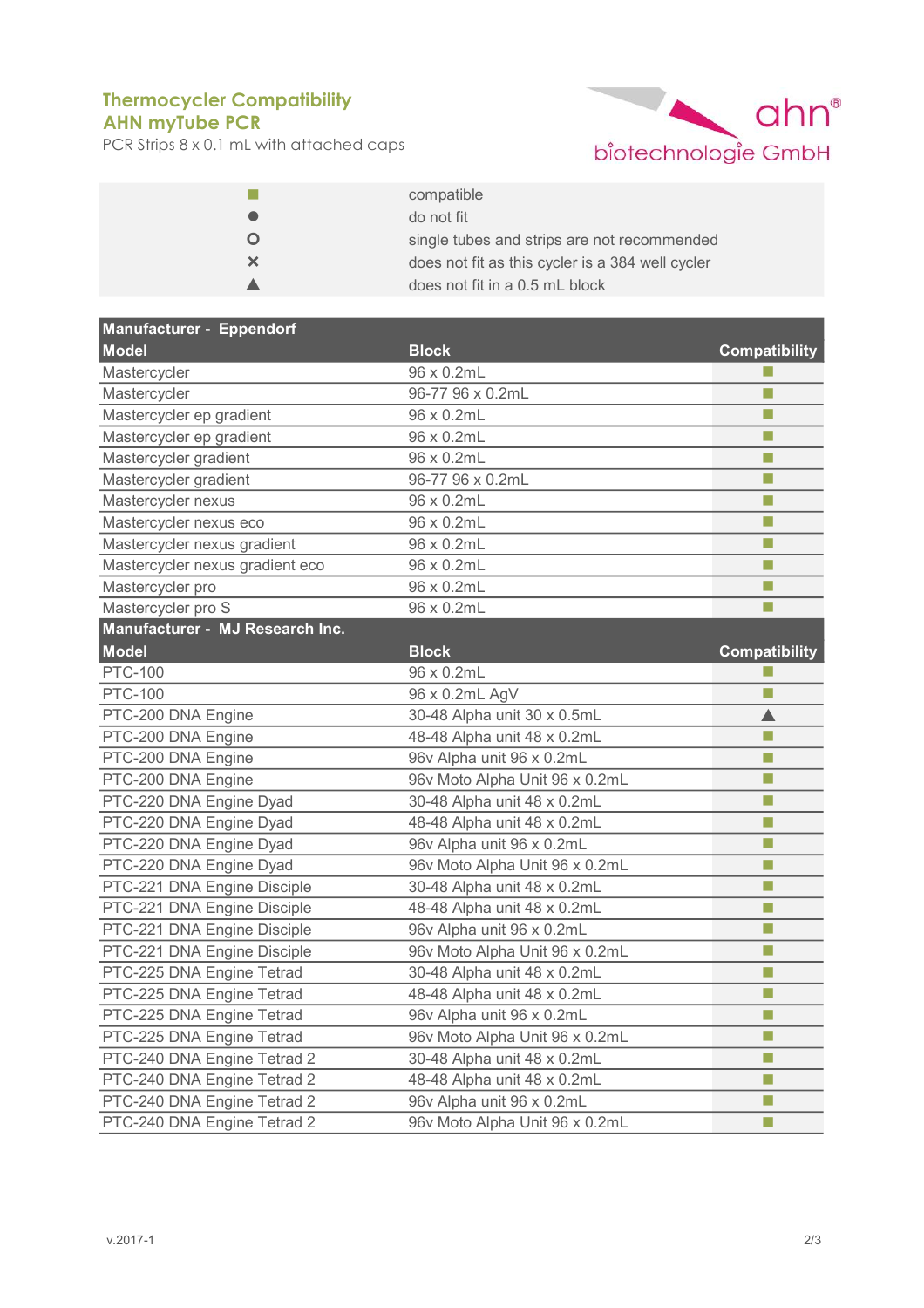**Thermocycler Compatibility**
**AHN myTube PCR**
PCR Strips 8 x 0.1 mL with attached caps

ahn® biotechnologie GmbH

| | |
|---|---|
| ■ | compatible |
| ● | do not fit |
| ○ | single tubes and strips are not recommended |
| × | does not fit as this cycler is a 384 well cycler |
| ▲ | does not fit in a 0.5 mL block |

| Manufacturer - Eppendorf | | |
|---|---|---|
| **Model** | **Block** | **Compatibility** |
| Mastercycler | 96 x 0.2mL | ■ |
| Mastercycler | 96-77 96 x 0.2mL | ■ |
| Mastercycler ep gradient | 96 x 0.2mL | ■ |
| Mastercycler ep gradient | 96 x 0.2mL | ■ |
| Mastercycler gradient | 96 x 0.2mL | ■ |
| Mastercycler gradient | 96-77 96 x 0.2mL | ■ |
| Mastercycler nexus | 96 x 0.2mL | ■ |
| Mastercycler nexus eco | 96 x 0.2mL | ■ |
| Mastercycler nexus gradient | 96 x 0.2mL | ■ |
| Mastercycler nexus gradient eco | 96 x 0.2mL | ■ |
| Mastercycler pro | 96 x 0.2mL | ■ |
| Mastercycler pro S | 96 x 0.2mL | ■ |

| Manufacturer - MJ Research Inc. | | |
|---|---|---|
| **Model** | **Block** | **Compatibility** |
| PTC-100 | 96 x 0.2mL | ■ |
| PTC-100 | 96 x 0.2mL AgV | ■ |
| PTC-200 DNA Engine | 30-48 Alpha unit 30 x 0.5mL | ▲ |
| PTC-200 DNA Engine | 48-48 Alpha unit 48 x 0.2mL | ■ |
| PTC-200 DNA Engine | 96v Alpha unit 96 x 0.2mL | ■ |
| PTC-200 DNA Engine | 96v Moto Alpha Unit 96 x 0.2mL | ■ |
| PTC-220 DNA Engine Dyad | 30-48 Alpha unit 48 x 0.2mL | ■ |
| PTC-220 DNA Engine Dyad | 48-48 Alpha unit 48 x 0.2mL | ■ |
| PTC-220 DNA Engine Dyad | 96v Alpha unit 96 x 0.2mL | ■ |
| PTC-220 DNA Engine Dyad | 96v Moto Alpha Unit 96 x 0.2mL | ■ |
| PTC-221 DNA Engine Disciple | 30-48 Alpha unit 48 x 0.2mL | ■ |
| PTC-221 DNA Engine Disciple | 48-48 Alpha unit 48 x 0.2mL | ■ |
| PTC-221 DNA Engine Disciple | 96v Alpha unit 96 x 0.2mL | ■ |
| PTC-221 DNA Engine Disciple | 96v Moto Alpha Unit 96 x 0.2mL | ■ |
| PTC-225 DNA Engine Tetrad | 30-48 Alpha unit 48 x 0.2mL | ■ |
| PTC-225 DNA Engine Tetrad | 48-48 Alpha unit 48 x 0.2mL | ■ |
| PTC-225 DNA Engine Tetrad | 96v Alpha unit 96 x 0.2mL | ■ |
| PTC-225 DNA Engine Tetrad | 96v Moto Alpha Unit 96 x 0.2mL | ■ |
| PTC-240 DNA Engine Tetrad 2 | 30-48 Alpha unit 48 x 0.2mL | ■ |
| PTC-240 DNA Engine Tetrad 2 | 48-48 Alpha unit 48 x 0.2mL | ■ |
| PTC-240 DNA Engine Tetrad 2 | 96v Alpha unit 96 x 0.2mL | ■ |
| PTC-240 DNA Engine Tetrad 2 | 96v Moto Alpha Unit 96 x 0.2mL | ■ |

v.2017-1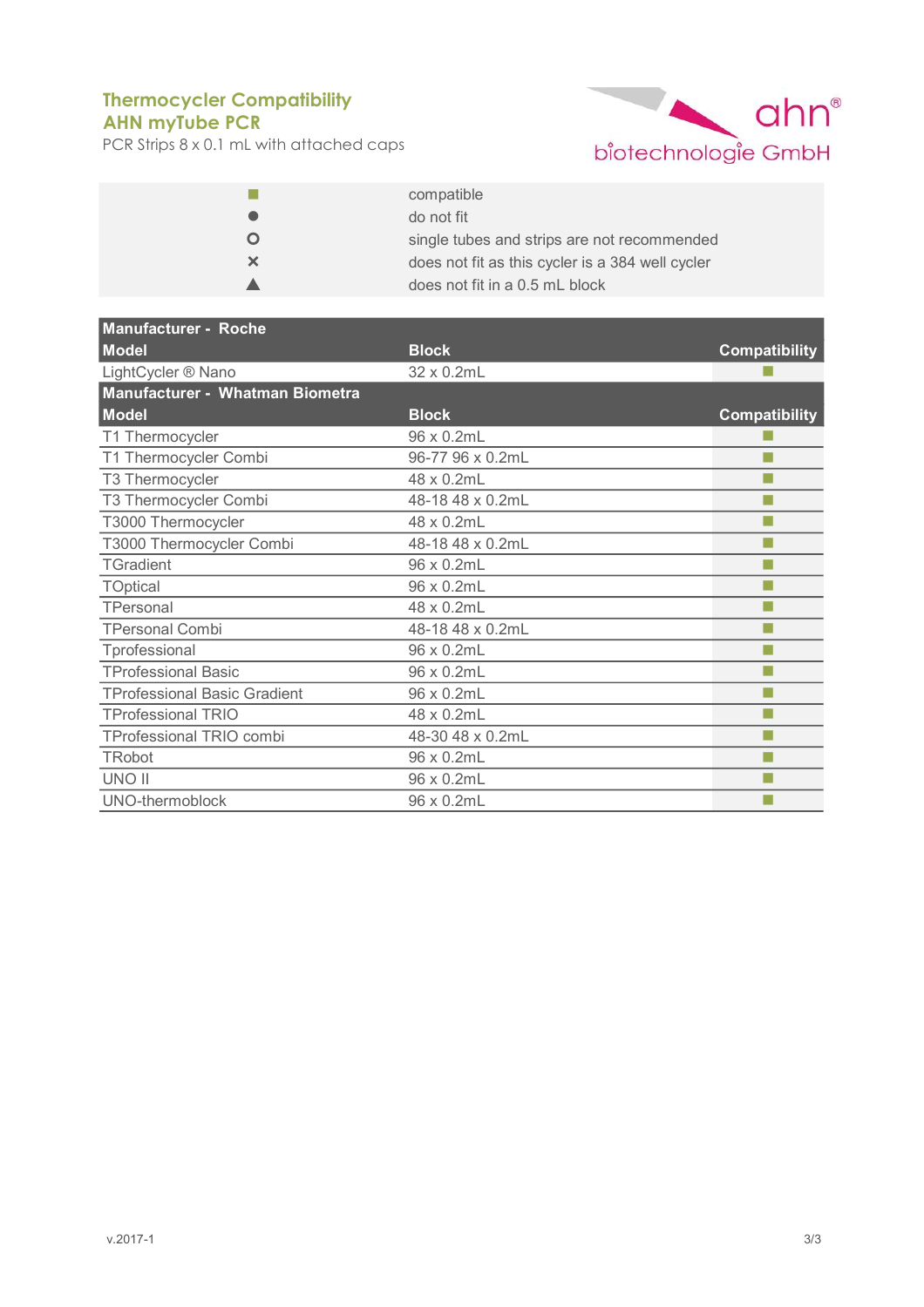# Thermocycler Compatibility
## AHN myTube PCR

PCR Strips 8 x 0.1 mL with attached caps

ahn® biotechnologie GmbH

| | |
|---|---|
| ■ | compatible |
| ● | do not fit |
| ○ | single tubes and strips are not recommended |
| × | does not fit as this cycler is a 384 well cycler |
| ▲ | does not fit in a 0.5 mL block |

| **Manufacturer - Roche** | | |
|---|---|---|
| **Model** | **Block** | **Compatibility** |
| LightCycler ® Nano | 32 x 0.2mL | ■ |
| **Manufacturer - Whatman Biometra** | | |
| **Model** | **Block** | **Compatibility** |
| T1 Thermocycler | 96 x 0.2mL | ■ |
| T1 Thermocycler Combi | 96-77 96 x 0.2mL | ■ |
| T3 Thermocycler | 48 x 0.2mL | ■ |
| T3 Thermocycler Combi | 48-18 48 x 0.2mL | ■ |
| T3000 Thermocycler | 48 x 0.2mL | ■ |
| T3000 Thermocycler Combi | 48-18 48 x 0.2mL | ■ |
| TGradient | 96 x 0.2mL | ■ |
| TOptical | 96 x 0.2mL | ■ |
| TPersonal | 48 x 0.2mL | ■ |
| TPersonal Combi | 48-18 48 x 0.2mL | ■ |
| Tprofessional | 96 x 0.2mL | ■ |
| TProfessional Basic | 96 x 0.2mL | ■ |
| TProfessional Basic Gradient | 96 x 0.2mL | ■ |
| TProfessional TRIO | 48 x 0.2mL | ■ |
| TProfessional TRIO combi | 48-30 48 x 0.2mL | ■ |
| TRobot | 96 x 0.2mL | ■ |
| UNO II | 96 x 0.2mL | ■ |
| UNO-thermoblock | 96 x 0.2mL | ■ |

v.2017-1